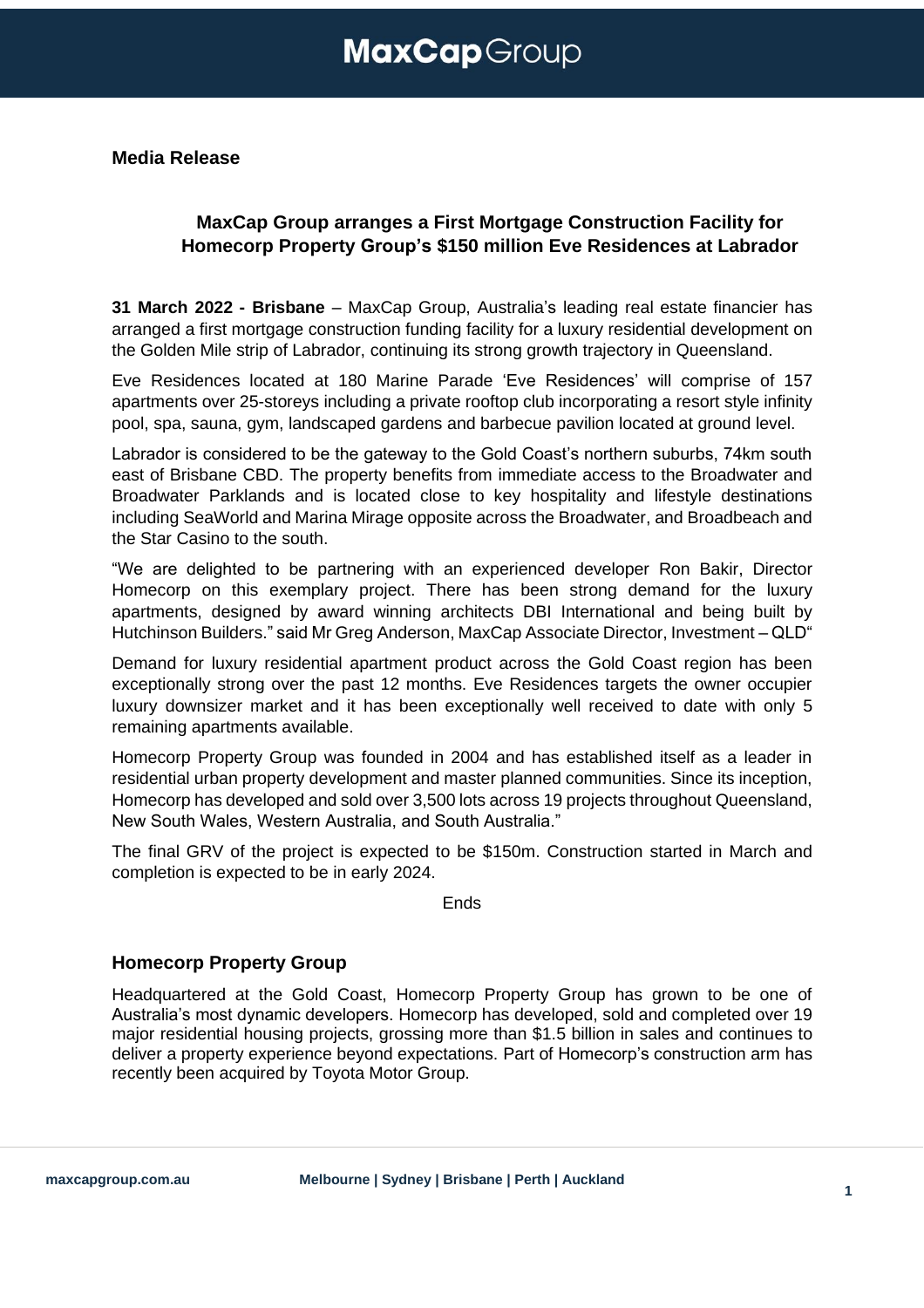# MaxCap Group

**Media Release**

## MaxCap Group arranges a First Mortgage Construction Facility for Homecorp Property Group's $150 million Eve Residences at Labrador

**31 March 2022 - Brisbane** – MaxCap Group, Australia's leading real estate financier has arranged a first mortgage construction funding facility for a luxury residential development on the Golden Mile strip of Labrador, continuing its strong growth trajectory in Queensland.

Eve Residences located at 180 Marine Parade 'Eve Residences' will comprise of 157 apartments over 25-storeys including a private rooftop club incorporating a resort style infinity pool, spa, sauna, gym, landscaped gardens and barbecue pavilion located at ground level.

Labrador is considered to be the gateway to the Gold Coast's northern suburbs, 74km south east of Brisbane CBD. The property benefits from immediate access to the Broadwater and Broadwater Parklands and is located close to key hospitality and lifestyle destinations including SeaWorld and Marina Mirage opposite across the Broadwater, and Broadbeach and the Star Casino to the south.

"We are delighted to be partnering with an experienced developer Ron Bakir, Director Homecorp on this exemplary project. There has been strong demand for the luxury apartments, designed by award winning architects DBI International and being built by Hutchinson Builders." said Mr Greg Anderson, MaxCap Associate Director, Investment – QLD"

Demand for luxury residential apartment product across the Gold Coast region has been exceptionally strong over the past 12 months. Eve Residences targets the owner occupier luxury downsizer market and it has been exceptionally well received to date with only 5 remaining apartments available.

Homecorp Property Group was founded in 2004 and has established itself as a leader in residential urban property development and master planned communities. Since its inception, Homecorp has developed and sold over 3,500 lots across 19 projects throughout Queensland, New South Wales, Western Australia, and South Australia."

The final GRV of the project is expected to be $150m. Construction started in March and completion is expected to be in early 2024.

Ends

### Homecorp Property Group

Headquartered at the Gold Coast, Homecorp Property Group has grown to be one of Australia's most dynamic developers. Homecorp has developed, sold and completed over 19 major residential housing projects, grossing more than $1.5 billion in sales and continues to deliver a property experience beyond expectations. Part of Homecorp's construction arm has recently been acquired by Toyota Motor Group.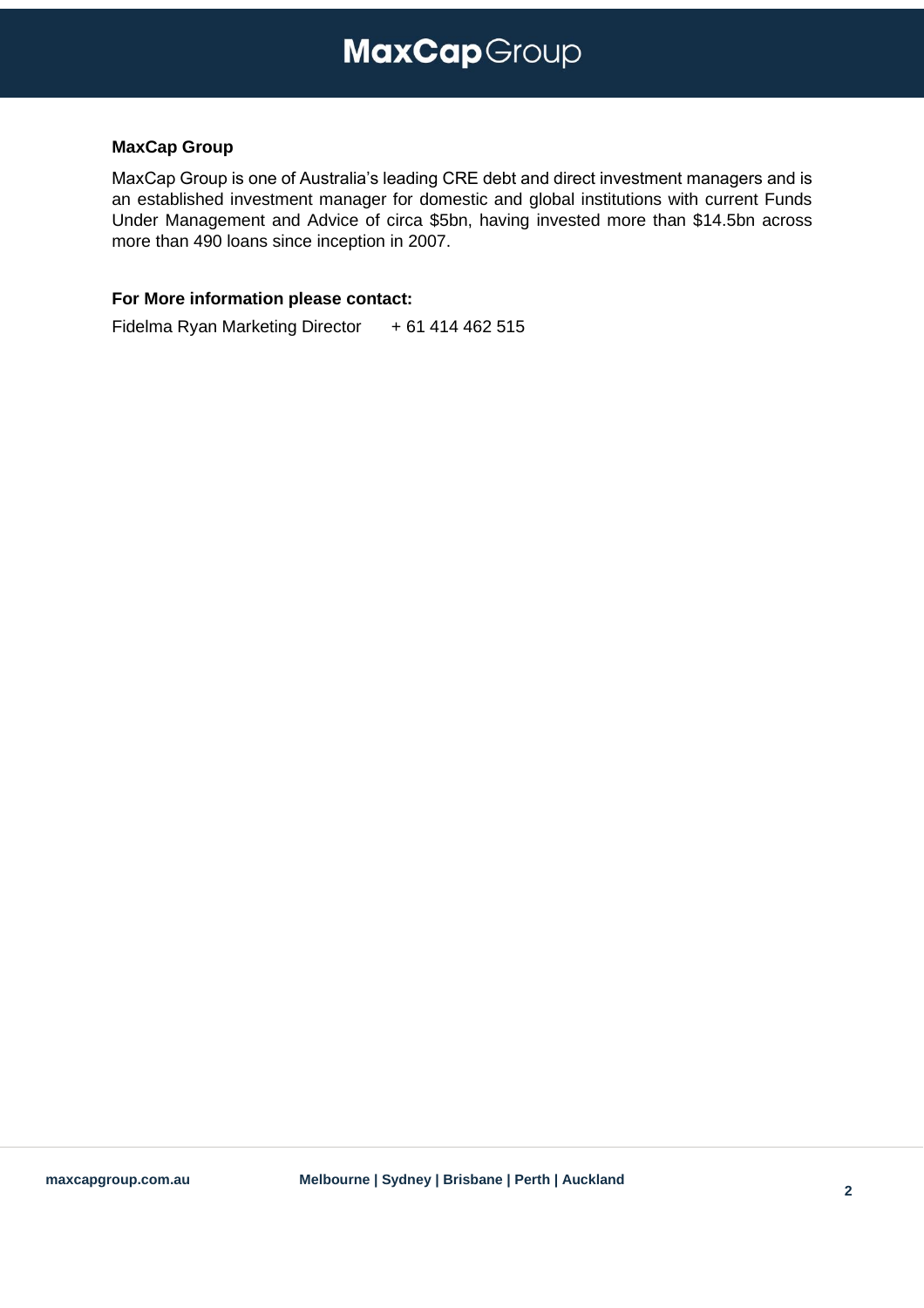**MaxCap Group**

MaxCap Group is one of Australia's leading CRE debt and direct investment managers and is an established investment manager for domestic and global institutions with current Funds Under Management and Advice of circa $5bn, having invested more than $14.5bn across more than 490 loans since inception in 2007.

**For More information please contact:**

Fidelma Ryan Marketing Director + 61 414 462 515